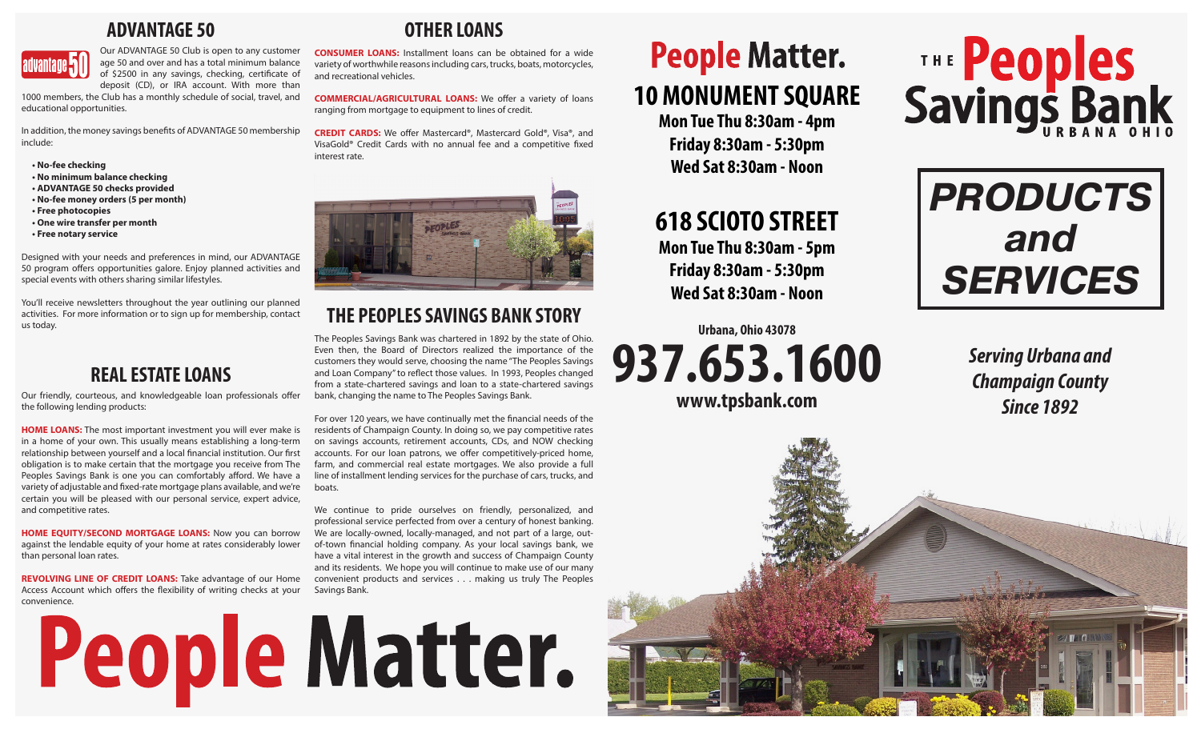## ADVANTAGE 50

Our ADVANTAGE 50 Club is open to any customer age 50 and over and has a total minimum balance of $2500 in any savings, checking, certificate of deposit (CD), or IRA account. With more than 1000 members, the Club has a monthly schedule of social, travel, and educational opportunities.

In addition, the money savings benefits of ADVANTAGE 50 membership include:

- **No-fee checking**
- **No minimum balance checking**
- **ADVANTAGE 50 checks provided**
- **No-fee money orders (5 per month)**
- **Free photocopies**
- **One wire transfer per month**
- **Free notary service**

Designed with your needs and preferences in mind, our ADVANTAGE 50 program offers opportunities galore. Enjoy planned activities and special events with others sharing similar lifestyles.

You'll receive newsletters throughout the year outlining our planned activities. For more information or to sign up for membership, contact us today.

## REAL ESTATE LOANS

Our friendly, courteous, and knowledgeable loan professionals offer the following lending products:

**HOME LOANS:** The most important investment you will ever make is in a home of your own. This usually means establishing a long-term relationship between yourself and a local financial institution. Our first obligation is to make certain that the mortgage you receive from The Peoples Savings Bank is one you can comfortably afford. We have a variety of adjustable and fixed-rate mortgage plans available, and we're certain you will be pleased with our personal service, expert advice, and competitive rates.

**HOME EQUITY/SECOND MORTGAGE LOANS:** Now you can borrow against the lendable equity of your home at rates considerably lower than personal loan rates.

**REVOLVING LINE OF CREDIT LOANS:** Take advantage of our Home Access Account which offers the flexibility of writing checks at your convenience.

## OTHER LOANS

**CONSUMER LOANS:** Installment loans can be obtained for a wide variety of worthwhile reasons including cars, trucks, boats, motorcycles, and recreational vehicles.

**COMMERCIAL/AGRICULTURAL LOANS:** We offer a variety of loans ranging from mortgage to equipment to lines of credit.

**CREDIT CARDS:** We offer Mastercard®, Mastercard Gold®, Visa®, and VisaGold® Credit Cards with no annual fee and a competitive fixed interest rate.

## THE PEOPLES SAVINGS BANK STORY

The Peoples Savings Bank was chartered in 1892 by the state of Ohio. Even then, the Board of Directors realized the importance of the customers they would serve, choosing the name "The Peoples Savings and Loan Company" to reflect those values. In 1993, Peoples changed from a state-chartered savings and loan to a state-chartered savings bank, changing the name to The Peoples Savings Bank.

For over 120 years, we have continually met the financial needs of the residents of Champaign County. In doing so, we pay competitive rates on savings accounts, retirement accounts, CDs, and NOW checking accounts. For our loan patrons, we offer competitively-priced home, farm, and commercial real estate mortgages. We also provide a full line of installment lending services for the purchase of cars, trucks, and boats.

We continue to pride ourselves on friendly, personalized, and professional service perfected from over a century of honest banking. We are locally-owned, locally-managed, and not part of a large, out-of-town financial holding company. As your local savings bank, we have a vital interest in the growth and success of Champaign County and its residents. We hope you will continue to make use of our many convenient products and services . . . making us truly The Peoples Savings Bank.

# People Matter.

# People Matter.

## 10 MONUMENT SQUARE

**Mon Tue Thu 8:30am - 4pm**
**Friday 8:30am - 5:30pm**
**Wed Sat 8:30am - Noon**

## 618 SCIOTO STREET

**Mon Tue Thu 8:30am - 5pm**
**Friday 8:30am - 5:30pm**
**Wed Sat 8:30am - Noon**

**Urbana, Ohio 43078**

# 937.653.1600

**www.tpsbank.com**

# THE Peoples Savings Bank
URBANA OHIO

# PRODUCTS and SERVICES

*Serving Urbana and Champaign County Since 1892*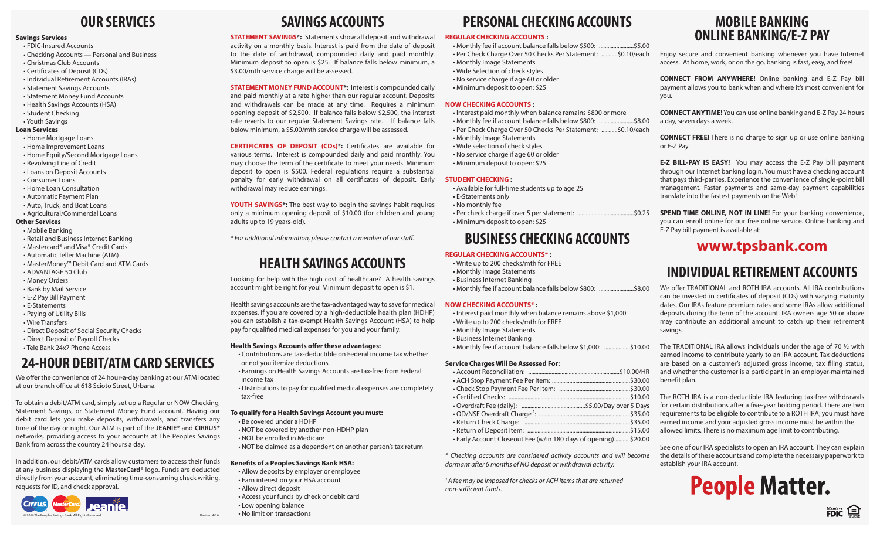# OUR SERVICES

**Savings Services**

- FDIC-Insured Accounts
- Checking Accounts — Personal and Business
- Christmas Club Accounts
- Certificates of Deposit (CDs)
- Individual Retirement Accounts (IRAs)
- Statement Savings Accounts
- Statement Money Fund Accounts
- Health Savings Accounts (HSA)
- Student Checking
- Youth Savings

**Loan Services**

- Home Mortgage Loans
- Home Improvement Loans
- Home Equity/Second Mortgage Loans
- Revolving Line of Credit
- Loans on Deposit Accounts
- Consumer Loans
- Home Loan Consultation
- Automatic Payment Plan
- Auto, Truck, and Boat Loans
- Agricultural/Commercial Loans

**Other Services**

- Mobile Banking
- Retail and Business Internet Banking
- Mastercard® and Visa® Credit Cards
- Automatic Teller Machine (ATM)
- MasterMoney™ Debit Card and ATM Cards
- ADVANTAGE 50 Club
- Money Orders
- Bank by Mail Service
- E-Z Pay Bill Payment
- E-Statements
- Paying of Utility Bills
- Wire Transfers
- Direct Deposit of Social Security Checks
- Direct Deposit of Payroll Checks
- Tele Bank 24x7 Phone Access

# 24-HOUR DEBIT/ATM CARD SERVICES

We offer the convenience of 24 hour-a-day banking at our ATM located at our branch office at 618 Scioto Street, Urbana.

To obtain a debit/ATM card, simply set up a Regular or NOW Checking, Statement Savings, or Statement Money Fund account. Having our debit card lets you make deposits, withdrawals, and transfers any time of the day or night. Our ATM is part of the **JEANIE®** and **CIRRUS®** networks, providing access to your accounts at The Peoples Savings Bank from across the country 24 hours a day.

In addition, our debit/ATM cards allow customers to access their funds at any business displaying the **MasterCard®** logo. Funds are deducted directly from your account, eliminating time-consuming check writing, requests for ID, and check approval.

© 2016 The Peoples Savings Bank. All Rights Reserved. Revised 4/16

# SAVINGS ACCOUNTS

**STATEMENT SAVINGS\*:** Statements show all deposit and withdrawal activity on a monthly basis. Interest is paid from the date of deposit to the date of withdrawal, compounded daily and paid monthly. Minimum deposit to open is $25. If balance falls below minimum, a $3.00/mth service charge will be assessed.

**STATEMENT MONEY FUND ACCOUNT\*:** Interest is compounded daily and paid monthly at a rate higher than our regular account. Deposits and withdrawals can be made at any time. Requires a minimum opening deposit of $2,500. If balance falls below $2,500, the interest rate reverts to our regular Statement Savings rate. If balance falls below minimum, a $5.00/mth service charge will be assessed.

**CERTIFICATES OF DEPOSIT (CDs)\*:** Certificates are available for various terms. Interest is compounded daily and paid monthly. You may choose the term of the certificate to meet your needs. Minimum deposit to open is $500. Federal regulations require a substantial penalty for early withdrawal on all certificates of deposit. Early withdrawal may reduce earnings.

**YOUTH SAVINGS\*:** The best way to begin the savings habit requires only a minimum opening deposit of $10.00 (for children and young adults up to 19 years-old).

*\* For additional information, please contact a member of our staff.*

# HEALTH SAVINGS ACCOUNTS

Looking for help with the high cost of healthcare? A health savings account might be right for you! Minimum deposit to open is $1.

Health savings accounts are the tax-advantaged way to save for medical expenses. If you are covered by a high-deductible health plan (HDHP) you can establish a tax-exempt Health Savings Account (HSA) to help pay for qualified medical expenses for you and your family.

**Health Savings Accounts offer these advantages:**

- Contributions are tax-deductible on Federal income tax whether or not you itemize deductions
- Earnings on Health Savings Accounts are tax-free from Federal income tax
- Distributions to pay for qualified medical expenses are completely tax-free

**To qualify for a Health Savings Account you must:**

- Be covered under a HDHP
- NOT be covered by another non-HDHP plan
- NOT be enrolled in Medicare
- NOT be claimed as a dependent on another person's tax return

**Benefits of a Peoples Savings Bank HSA:**

- Allow deposits by employer or employee
- Earn interest on your HSA account
- Allow direct deposit
- Access your funds by check or debit card
- Low opening balance
- No limit on transactions

# PERSONAL CHECKING ACCOUNTS

**REGULAR CHECKING ACCOUNTS:**

- Monthly fee if account balance falls below $500: ........$5.00
- Per Check Charge Over 50 Checks Per Statement: ........$0.10/each
- Monthly Image Statements
- Wide Selection of check styles
- No service charge if age 60 or older
- Minimum deposit to open: $25

**NOW CHECKING ACCOUNTS:**

- Interest paid monthly when balance remains $800 or more
- Monthly fee if account balance falls below $800: ........$8.00
- Per Check Charge Over 50 Checks Per Statement: ........$0.10/each
- Monthly Image Statements
- Wide selection of check styles
- No service charge if age 60 or older
- Minimum deposit to open: $25

**STUDENT CHECKING:**

- Available for full-time students up to age 25
- E-Statements only
- No monthly fee
- Per check charge if over 5 per statement: ........$0.25
- Minimum deposit to open: $25

# BUSINESS CHECKING ACCOUNTS

**REGULAR CHECKING ACCOUNTS\*:**

- Write up to 200 checks/mth for FREE
- Monthly Image Statements
- Business Internet Banking
- Monthly fee if account balance falls below $800: ........$8.00

**NOW CHECKING ACCOUNTS\*:**

- Interest paid monthly when balance remains above $1,000
- Write up to 200 checks/mth for FREE
- Monthly Image Statements
- Business Internet Banking
- Monthly fee if account balance falls below $1,000: ........$10.00

**Service Charges Will Be Assessed For:**

- Account Reconciliation: ........$10.00/HR
- ACH Stop Payment Fee Per Item: ........$30.00
- Check Stop Payment Fee Per Item: ........$30.00
- Certified Checks: ........$10.00
- Overdraft Fee (daily): ........$5.00/Day over 5 Days
- OD/NSF Overdraft Charge [1]: ........$35.00
- Return Check Charge: ........$35.00
- Return of Deposit Item: ........$15.00
- Early Account Closeout Fee (w/in 180 days of opening)........$20.00

*\* Checking accounts are considered activity accounts and will become dormant after 6 months of NO deposit or withdrawal activity.*

*[1] A fee may be imposed for checks or ACH items that are returned non-sufficient funds.*

# MOBILE BANKING ONLINE BANKING/E-Z PAY

Enjoy secure and convenient banking whenever you have Internet access. At home, work, or on the go, banking is fast, easy, and free!

**CONNECT FROM ANYWHERE!** Online banking and E-Z Pay bill payment allows you to bank when and where it's most convenient for you.

**CONNECT ANYTIME!** You can use online banking and E-Z Pay 24 hours a day, seven days a week.

**CONNECT FREE!** There is no charge to sign up or use online banking or E-Z Pay.

**E-Z BILL-PAY IS EASY!** You may access the E-Z Pay bill payment through our Internet banking login. You must have a checking account that pays third-parties. Experience the convenience of single-point bill management. Faster payments and same-day payment capabilities translate into the fastest payments on the Web!

**SPEND TIME ONLINE, NOT IN LINE!** For your banking convenience, you can enroll online for our free online service. Online banking and E-Z Pay bill payment is available at:

## www.tpsbank.com

# INDIVIDUAL RETIREMENT ACCOUNTS

We offer TRADITIONAL and ROTH IRA accounts. All IRA contributions can be invested in certificates of deposit (CDs) with varying maturity dates. Our IRAs feature premium rates and some IRAs allow additional deposits during the term of the account. IRA owners age 50 or above may contribute an additional amount to catch up their retirement savings.

The TRADITIONAL IRA allows individuals under the age of 70 ½ with earned income to contribute yearly to an IRA account. Tax deductions are based on a customer's adjusted gross income, tax filing status, and whether the customer is a participant in an employer-maintained benefit plan.

The ROTH IRA is a non-deductible IRA featuring tax-free withdrawals for certain distributions after a five-year holding period. There are two requirements to be eligible to contribute to a ROTH IRA; you must have earned income and your adjusted gross income must be within the allowed limits. There is no maximum age limit to contributing.

See one of our IRA specialists to open an IRA account. They can explain the details of these accounts and complete the necessary paperwork to establish your IRA account.

**People Matter.**

Member FDIC